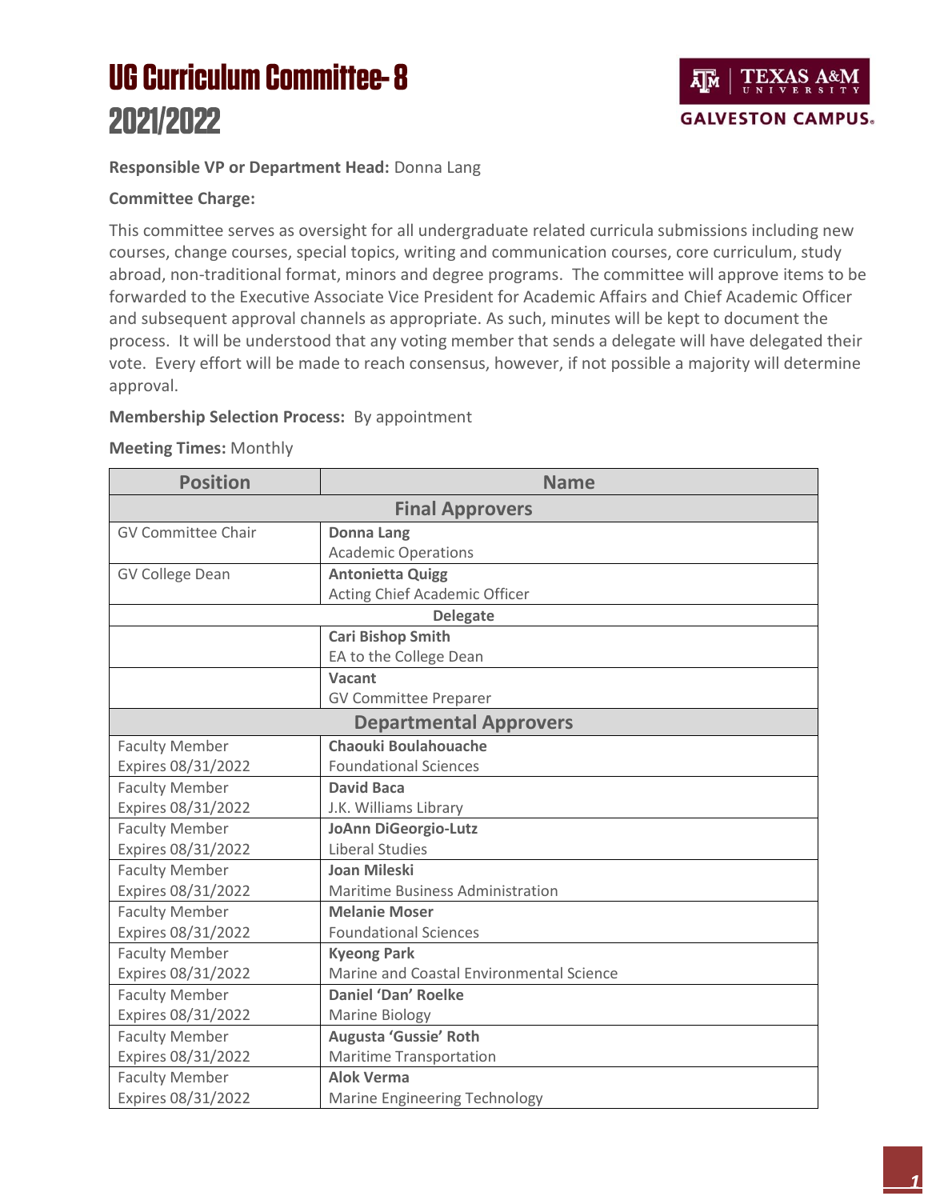# UG Curriculum Committee- 8
# 2021/2022

**Responsible VP or Department Head:** Donna Lang

**Committee Charge:**

This committee serves as oversight for all undergraduate related curricula submissions including new courses, change courses, special topics, writing and communication courses, core curriculum, study abroad, non-traditional format, minors and degree programs. The committee will approve items to be forwarded to the Executive Associate Vice President for Academic Affairs and Chief Academic Officer and subsequent approval channels as appropriate. As such, minutes will be kept to document the process. It will be understood that any voting member that sends a delegate will have delegated their vote. Every effort will be made to reach consensus, however, if not possible a majority will determine approval.

**Membership Selection Process:** By appointment

**Meeting Times:** Monthly

| Position | Name |
|---|---|
| **Final Approvers** | |
| GV Committee Chair | **Donna Lang**<br>Academic Operations |
| GV College Dean | **Antonietta Quigg**<br>Acting Chief Academic Officer |
| **Delegate** | |
| | **Cari Bishop Smith**<br>EA to the College Dean |
| | **Vacant**<br>GV Committee Preparer |
| **Departmental Approvers** | |
| Faculty Member<br>Expires 08/31/2022 | **Chaouki Boulahouache**<br>Foundational Sciences |
| Faculty Member<br>Expires 08/31/2022 | **David Baca**<br>J.K. Williams Library |
| Faculty Member<br>Expires 08/31/2022 | **JoAnn DiGeorgio-Lutz**<br>Liberal Studies |
| Faculty Member<br>Expires 08/31/2022 | **Joan Mileski**<br>Maritime Business Administration |
| Faculty Member<br>Expires 08/31/2022 | **Melanie Moser**<br>Foundational Sciences |
| Faculty Member<br>Expires 08/31/2022 | **Kyeong Park**<br>Marine and Coastal Environmental Science |
| Faculty Member<br>Expires 08/31/2022 | **Daniel 'Dan' Roelke**<br>Marine Biology |
| Faculty Member<br>Expires 08/31/2022 | **Augusta 'Gussie' Roth**<br>Maritime Transportation |
| Faculty Member<br>Expires 08/31/2022 | **Alok Verma**<br>Marine Engineering Technology |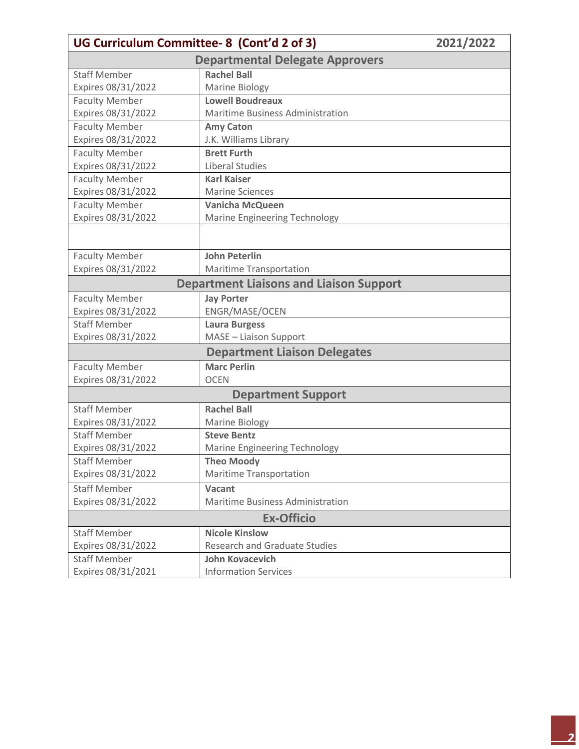| UG Curriculum Committee- 8 (Cont'd 2 of 3) | 2021/2022 |
|---|---|
| **Departmental Delegate Approvers** | |
| Staff Member<br>Expires 08/31/2022 | **Rachel Ball**<br>Marine Biology |
| Faculty Member<br>Expires 08/31/2022 | **Lowell Boudreaux**<br>Maritime Business Administration |
| Faculty Member<br>Expires 08/31/2022 | **Amy Caton**<br>J.K. Williams Library |
| Faculty Member<br>Expires 08/31/2022 | **Brett Furth**<br>Liberal Studies |
| Faculty Member<br>Expires 08/31/2022 | **Karl Kaiser**<br>Marine Sciences |
| Faculty Member<br>Expires 08/31/2022 | **Vanicha McQueen**<br>Marine Engineering Technology |
| | |
| Faculty Member<br>Expires 08/31/2022 | **John Peterlin**<br>Maritime Transportation |
| **Department Liaisons and Liaison Support** | |
| Faculty Member<br>Expires 08/31/2022 | **Jay Porter**<br>ENGR/MASE/OCEN |
| Staff Member<br>Expires 08/31/2022 | **Laura Burgess**<br>MASE – Liaison Support |
| **Department Liaison Delegates** | |
| Faculty Member<br>Expires 08/31/2022 | **Marc Perlin**<br>OCEN |
| **Department Support** | |
| Staff Member<br>Expires 08/31/2022 | **Rachel Ball**<br>Marine Biology |
| Staff Member<br>Expires 08/31/2022 | **Steve Bentz**<br>Marine Engineering Technology |
| Staff Member<br>Expires 08/31/2022 | **Theo Moody**<br>Maritime Transportation |
| Staff Member<br>Expires 08/31/2022 | **Vacant**<br>Maritime Business Administration |
| **Ex-Officio** | |
| Staff Member<br>Expires 08/31/2022 | **Nicole Kinslow**<br>Research and Graduate Studies |
| Staff Member<br>Expires 08/31/2021 | **John Kovacevich**<br>Information Services |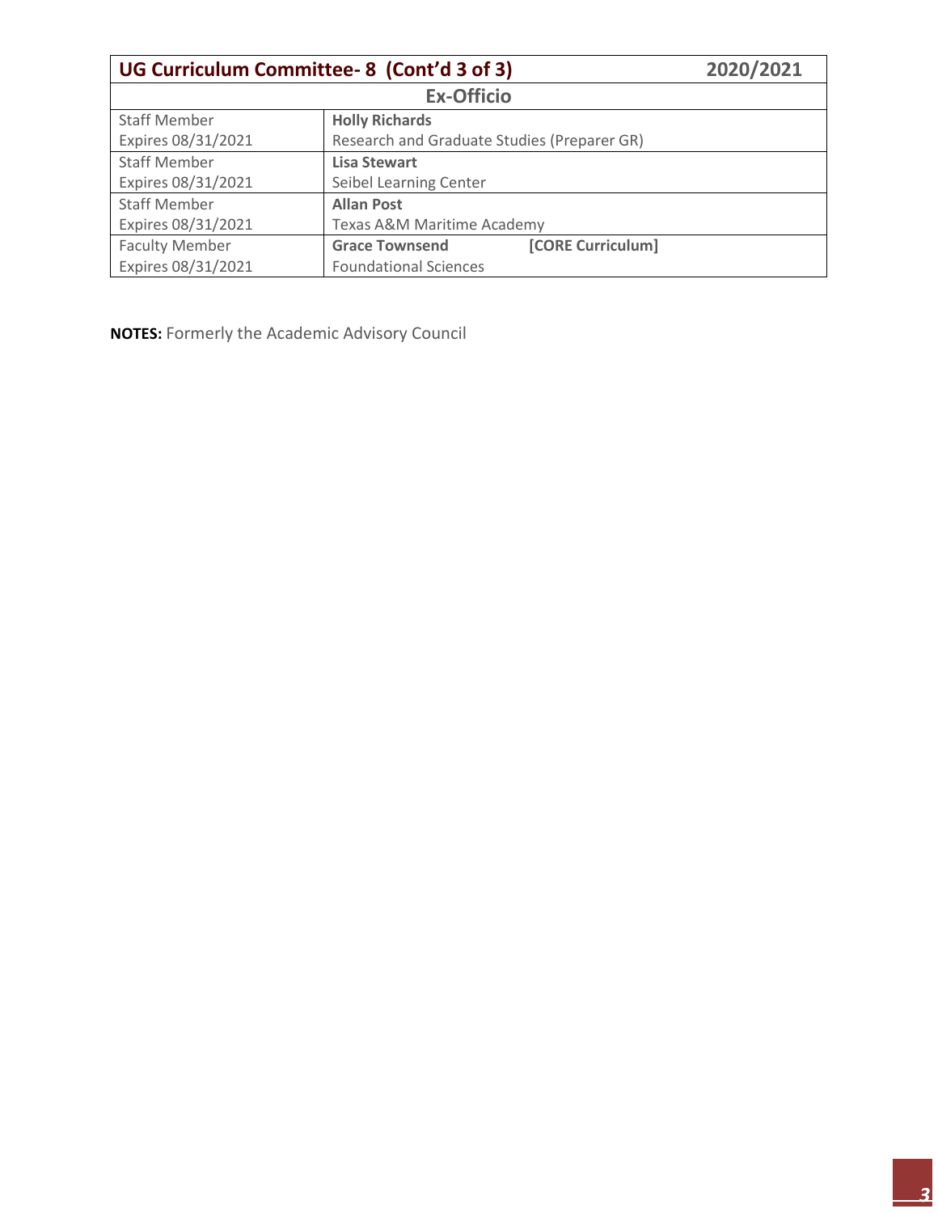| UG Curriculum Committee- 8 (Cont'd 3 of 3) | 2020/2021 |
|---|---|
| **Ex-Officio** | |
| Staff Member<br>Expires 08/31/2021 | **Holly Richards**<br>Research and Graduate Studies (Preparer GR) |
| Staff Member<br>Expires 08/31/2021 | **Lisa Stewart**<br>Seibel Learning Center |
| Staff Member<br>Expires 08/31/2021 | **Allan Post**<br>Texas A&M Maritime Academy |
| Faculty Member<br>Expires 08/31/2021 | **Grace Townsend** **[CORE Curriculum]**<br>Foundational Sciences |

**NOTES:** Formerly the Academic Advisory Council